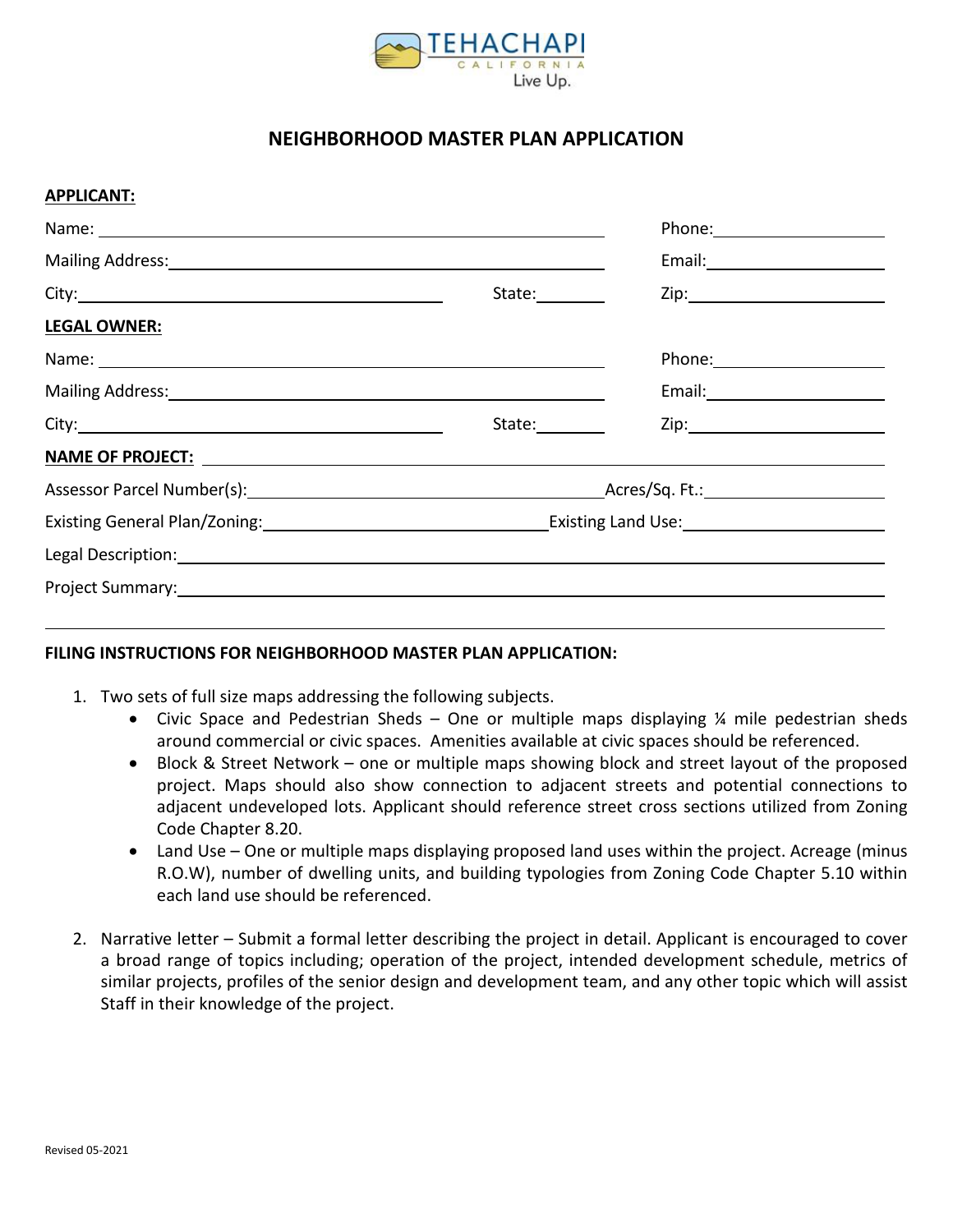TEHACHAPI
CALIFORNIA
Live Up.

# NEIGHBORHOOD MASTER PLAN APPLICATION

**APPLICANT:**

Name: ______________________________ Phone: ______________

Mailing Address: ______________________________ Email: ______________

City: ______________________ State: ________ Zip: ______________

**LEGAL OWNER:**

Name: ______________________________ Phone: ______________

Mailing Address: ______________________________ Email: ______________

City: ______________________ State: ________ Zip: ______________

**NAME OF PROJECT:** ______________________________

Assessor Parcel Number(s): ______________________ Acres/Sq. Ft.: ______________

Existing General Plan/Zoning: ______________________ Existing Land Use: ______________

Legal Description: ______________________________

Project Summary: ______________________________

______________________________________________

**FILING INSTRUCTIONS FOR NEIGHBORHOOD MASTER PLAN APPLICATION:**

1. Two sets of full size maps addressing the following subjects.
   - Civic Space and Pedestrian Sheds – One or multiple maps displaying ¼ mile pedestrian sheds around commercial or civic spaces. Amenities available at civic spaces should be referenced.
   - Block & Street Network – one or multiple maps showing block and street layout of the proposed project. Maps should also show connection to adjacent streets and potential connections to adjacent undeveloped lots. Applicant should reference street cross sections utilized from Zoning Code Chapter 8.20.
   - Land Use – One or multiple maps displaying proposed land uses within the project. Acreage (minus R.O.W), number of dwelling units, and building typologies from Zoning Code Chapter 5.10 within each land use should be referenced.

2. Narrative letter – Submit a formal letter describing the project in detail. Applicant is encouraged to cover a broad range of topics including; operation of the project, intended development schedule, metrics of similar projects, profiles of the senior design and development team, and any other topic which will assist Staff in their knowledge of the project.

Revised 05-2021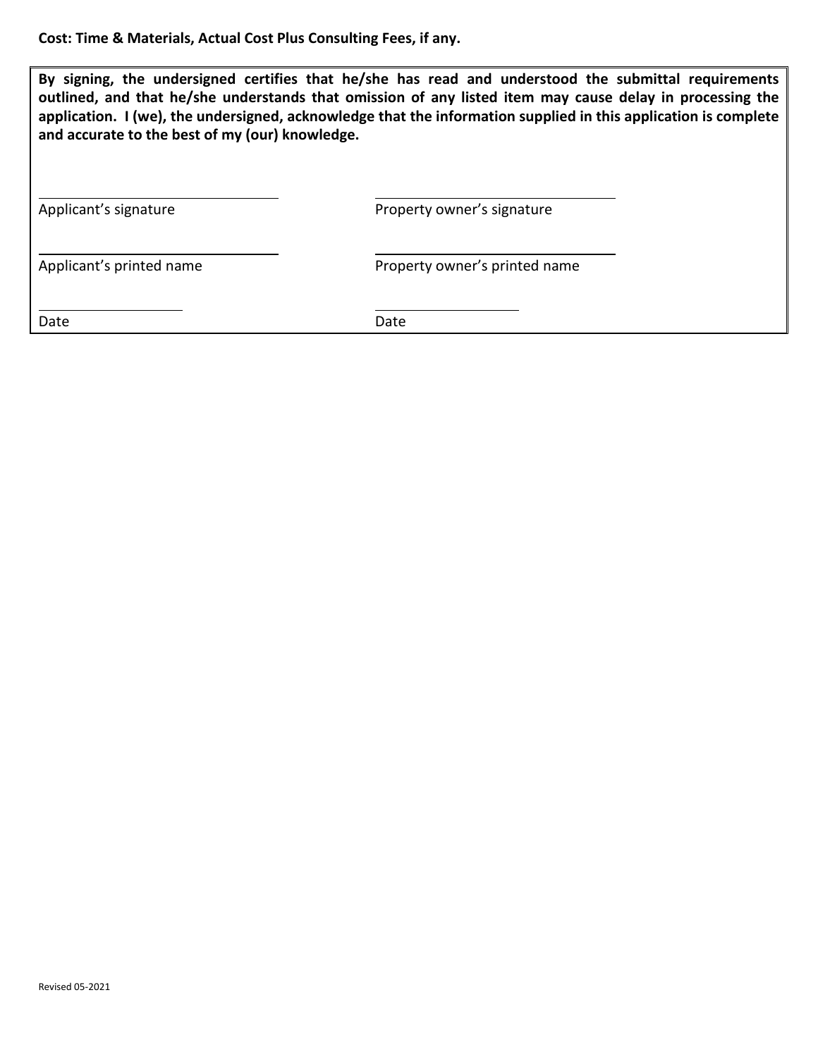**Cost: Time & Materials, Actual Cost Plus Consulting Fees, if any.**

**By signing, the undersigned certifies that he/she has read and understood the submittal requirements outlined, and that he/she understands that omission of any listed item may cause delay in processing the application. I (we), the undersigned, acknowledge that the information supplied in this application is complete and accurate to the best of my (our) knowledge.**

| | |
|---|---|
| ______________________________ | ______________________________ |
| Applicant's signature | Property owner's signature |
| ______________________________ | ______________________________ |
| Applicant's printed name | Property owner's printed name |
| ________________ | ________________ |
| Date | Date |

Revised 05-2021